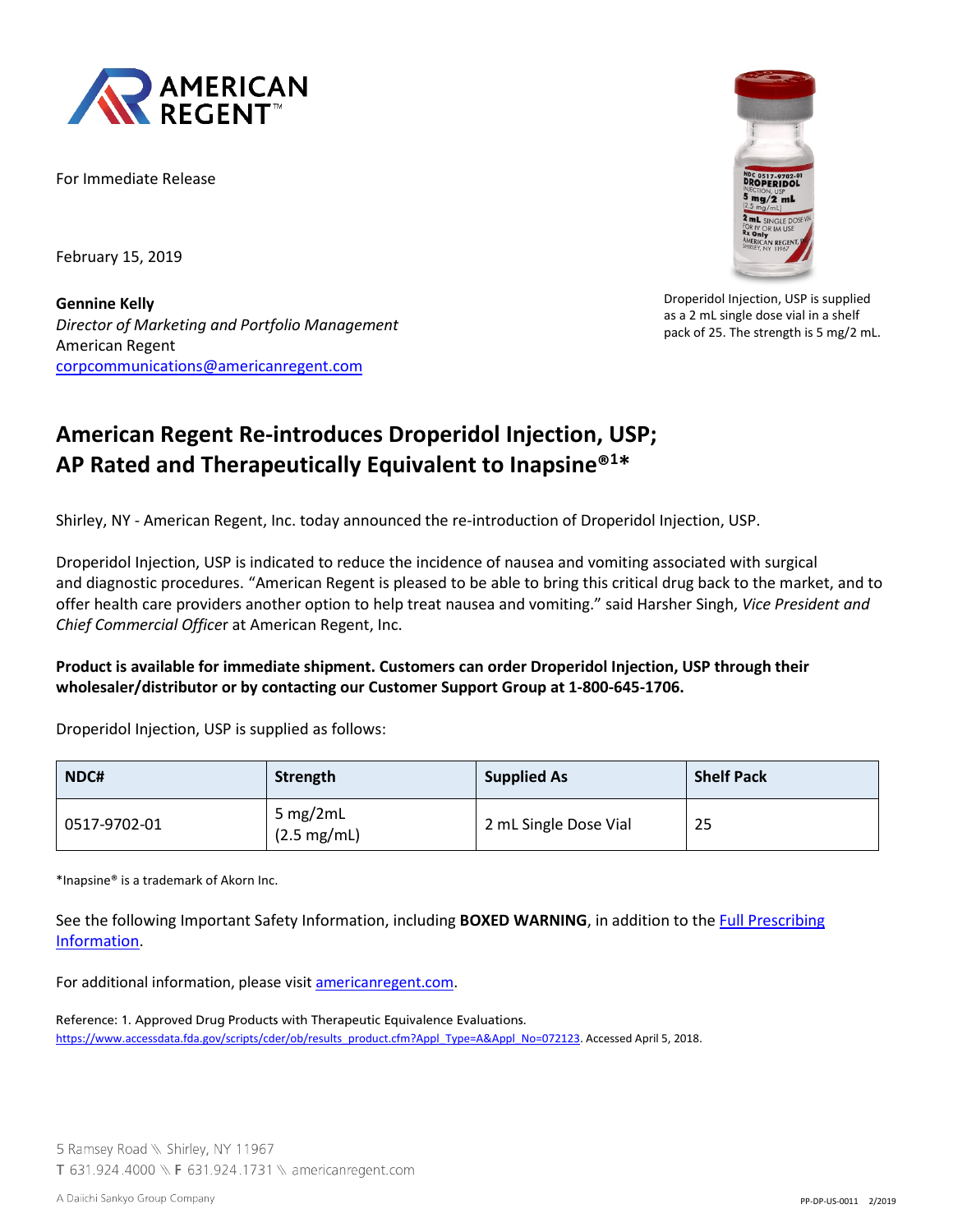For Immediate Release

February 15, 2019

**Gennine Kelly**
*Director of Marketing and Portfolio Management*
American Regent
corpcommunications@americanregent.com

Droperidol Injection, USP is supplied as a 2 mL single dose vial in a shelf pack of 25. The strength is 5 mg/2 mL.

# American Regent Re-introduces Droperidol Injection, USP; AP Rated and Therapeutically Equivalent to Inapsine®[1]*

Shirley, NY - American Regent, Inc. today announced the re-introduction of Droperidol Injection, USP.

Droperidol Injection, USP is indicated to reduce the incidence of nausea and vomiting associated with surgical and diagnostic procedures. "American Regent is pleased to be able to bring this critical drug back to the market, and to offer health care providers another option to help treat nausea and vomiting." said Harsher Singh, *Vice President and Chief Commercial Officer* at American Regent, Inc.

**Product is available for immediate shipment. Customers can order Droperidol Injection, USP through their wholesaler/distributor or by contacting our Customer Support Group at 1-800-645-1706.**

Droperidol Injection, USP is supplied as follows:

| NDC# | Strength | Supplied As | Shelf Pack |
|---|---|---|---|
| 0517-9702-01 | 5 mg/2mL (2.5 mg/mL) | 2 mL Single Dose Vial | 25 |

*Inapsine® is a trademark of Akorn Inc.

See the following Important Safety Information, including **BOXED WARNING**, in addition to the Full Prescribing Information.

For additional information, please visit americanregent.com.

Reference: 1. Approved Drug Products with Therapeutic Equivalence Evaluations. https://www.accessdata.fda.gov/scripts/cder/ob/results_product.cfm?Appl_Type=A&Appl_No=072123. Accessed April 5, 2018.

5 Ramsey Road \ Shirley, NY 11967
T 631.924.4000 \ F 631.924.1731 \ americanregent.com

A Daiichi Sankyo Group Company

PP-DP-US-0011 2/2019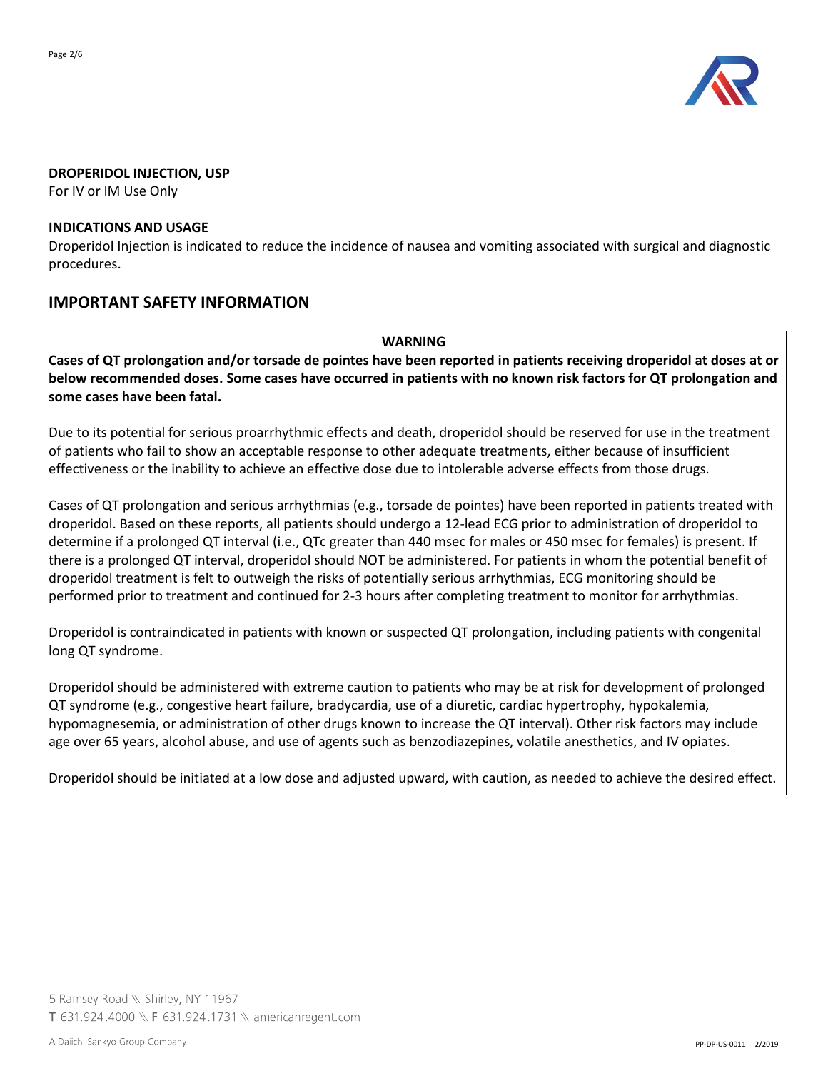**DROPERIDOL INJECTION, USP**
For IV or IM Use Only

**INDICATIONS AND USAGE**

Droperidol Injection is indicated to reduce the incidence of nausea and vomiting associated with surgical and diagnostic procedures.

## IMPORTANT SAFETY INFORMATION

**WARNING**

**Cases of QT prolongation and/or torsade de pointes have been reported in patients receiving droperidol at doses at or below recommended doses. Some cases have occurred in patients with no known risk factors for QT prolongation and some cases have been fatal.**

Due to its potential for serious proarrhythmic effects and death, droperidol should be reserved for use in the treatment of patients who fail to show an acceptable response to other adequate treatments, either because of insufficient effectiveness or the inability to achieve an effective dose due to intolerable adverse effects from those drugs.

Cases of QT prolongation and serious arrhythmias (e.g., torsade de pointes) have been reported in patients treated with droperidol. Based on these reports, all patients should undergo a 12-lead ECG prior to administration of droperidol to determine if a prolonged QT interval (i.e., QTc greater than 440 msec for males or 450 msec for females) is present. If there is a prolonged QT interval, droperidol should NOT be administered. For patients in whom the potential benefit of droperidol treatment is felt to outweigh the risks of potentially serious arrhythmias, ECG monitoring should be performed prior to treatment and continued for 2-3 hours after completing treatment to monitor for arrhythmias.

Droperidol is contraindicated in patients with known or suspected QT prolongation, including patients with congenital long QT syndrome.

Droperidol should be administered with extreme caution to patients who may be at risk for development of prolonged QT syndrome (e.g., congestive heart failure, bradycardia, use of a diuretic, cardiac hypertrophy, hypokalemia, hypomagnesemia, or administration of other drugs known to increase the QT interval). Other risk factors may include age over 65 years, alcohol abuse, and use of agents such as benzodiazepines, volatile anesthetics, and IV opiates.

Droperidol should be initiated at a low dose and adjusted upward, with caution, as needed to achieve the desired effect.

5 Ramsey Road \ Shirley, NY 11967
T 631.924.4000 \ F 631.924.1731 \ americanregent.com

A Daiichi Sankyo Group Company

PP-DP-US-0011 2/2019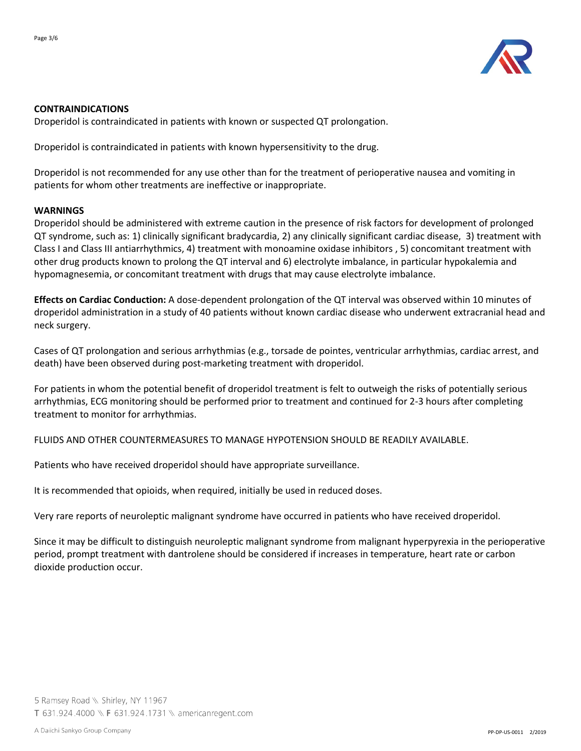## CONTRAINDICATIONS

Droperidol is contraindicated in patients with known or suspected QT prolongation.

Droperidol is contraindicated in patients with known hypersensitivity to the drug.

Droperidol is not recommended for any use other than for the treatment of perioperative nausea and vomiting in patients for whom other treatments are ineffective or inappropriate.

## WARNINGS

Droperidol should be administered with extreme caution in the presence of risk factors for development of prolonged QT syndrome, such as: 1) clinically significant bradycardia, 2) any clinically significant cardiac disease, 3) treatment with Class I and Class III antiarrhythmics, 4) treatment with monoamine oxidase inhibitors , 5) concomitant treatment with other drug products known to prolong the QT interval and 6) electrolyte imbalance, in particular hypokalemia and hypomagnesemia, or concomitant treatment with drugs that may cause electrolyte imbalance.

**Effects on Cardiac Conduction:** A dose-dependent prolongation of the QT interval was observed within 10 minutes of droperidol administration in a study of 40 patients without known cardiac disease who underwent extracranial head and neck surgery.

Cases of QT prolongation and serious arrhythmias (e.g., torsade de pointes, ventricular arrhythmias, cardiac arrest, and death) have been observed during post-marketing treatment with droperidol.

For patients in whom the potential benefit of droperidol treatment is felt to outweigh the risks of potentially serious arrhythmias, ECG monitoring should be performed prior to treatment and continued for 2-3 hours after completing treatment to monitor for arrhythmias.

FLUIDS AND OTHER COUNTERMEASURES TO MANAGE HYPOTENSION SHOULD BE READILY AVAILABLE.

Patients who have received droperidol should have appropriate surveillance.

It is recommended that opioids, when required, initially be used in reduced doses.

Very rare reports of neuroleptic malignant syndrome have occurred in patients who have received droperidol.

Since it may be difficult to distinguish neuroleptic malignant syndrome from malignant hyperpyrexia in the perioperative period, prompt treatment with dantrolene should be considered if increases in temperature, heart rate or carbon dioxide production occur.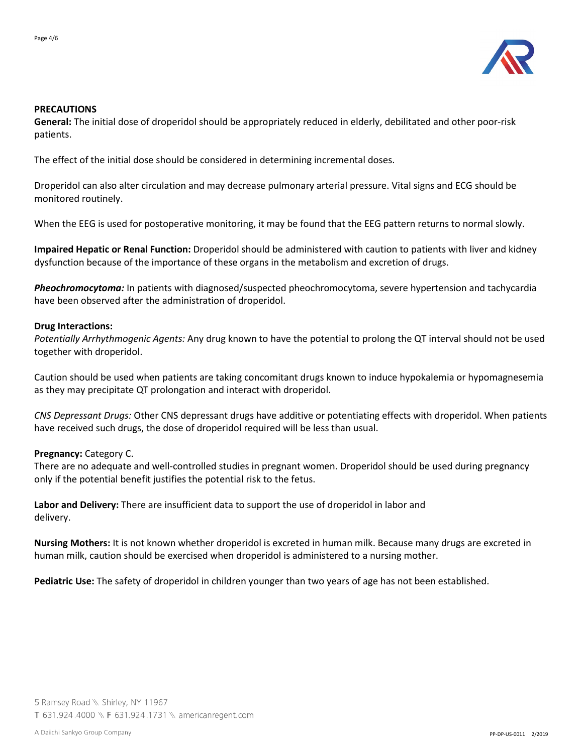## PRECAUTIONS

**General:** The initial dose of droperidol should be appropriately reduced in elderly, debilitated and other poor-risk patients.

The effect of the initial dose should be considered in determining incremental doses.

Droperidol can also alter circulation and may decrease pulmonary arterial pressure. Vital signs and ECG should be monitored routinely.

When the EEG is used for postoperative monitoring, it may be found that the EEG pattern returns to normal slowly.

**Impaired Hepatic or Renal Function:** Droperidol should be administered with caution to patients with liver and kidney dysfunction because of the importance of these organs in the metabolism and excretion of drugs.

***Pheochromocytoma:*** In patients with diagnosed/suspected pheochromocytoma, severe hypertension and tachycardia have been observed after the administration of droperidol.

**Drug Interactions:**

*Potentially Arrhythmogenic Agents:* Any drug known to have the potential to prolong the QT interval should not be used together with droperidol.

Caution should be used when patients are taking concomitant drugs known to induce hypokalemia or hypomagnesemia as they may precipitate QT prolongation and interact with droperidol.

*CNS Depressant Drugs:* Other CNS depressant drugs have additive or potentiating effects with droperidol. When patients have received such drugs, the dose of droperidol required will be less than usual.

**Pregnancy:** Category C.

There are no adequate and well-controlled studies in pregnant women. Droperidol should be used during pregnancy only if the potential benefit justifies the potential risk to the fetus.

**Labor and Delivery:** There are insufficient data to support the use of droperidol in labor and delivery.

**Nursing Mothers:** It is not known whether droperidol is excreted in human milk. Because many drugs are excreted in human milk, caution should be exercised when droperidol is administered to a nursing mother.

**Pediatric Use:** The safety of droperidol in children younger than two years of age has not been established.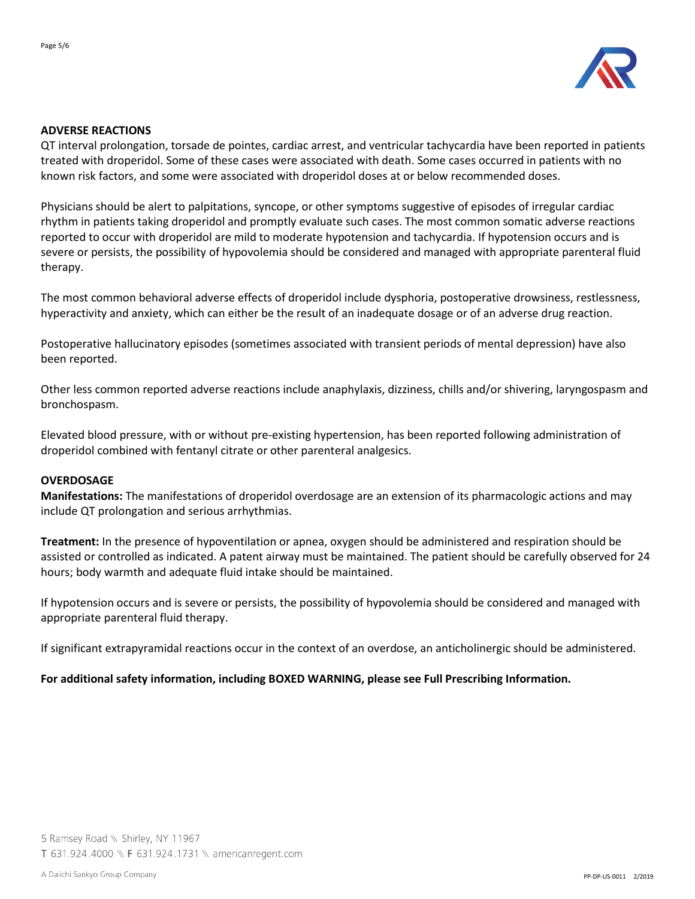## ADVERSE REACTIONS

QT interval prolongation, torsade de pointes, cardiac arrest, and ventricular tachycardia have been reported in patients treated with droperidol. Some of these cases were associated with death. Some cases occurred in patients with no known risk factors, and some were associated with droperidol doses at or below recommended doses.

Physicians should be alert to palpitations, syncope, or other symptoms suggestive of episodes of irregular cardiac rhythm in patients taking droperidol and promptly evaluate such cases. The most common somatic adverse reactions reported to occur with droperidol are mild to moderate hypotension and tachycardia. If hypotension occurs and is severe or persists, the possibility of hypovolemia should be considered and managed with appropriate parenteral fluid therapy.

The most common behavioral adverse effects of droperidol include dysphoria, postoperative drowsiness, restlessness, hyperactivity and anxiety, which can either be the result of an inadequate dosage or of an adverse drug reaction.

Postoperative hallucinatory episodes (sometimes associated with transient periods of mental depression) have also been reported.

Other less common reported adverse reactions include anaphylaxis, dizziness, chills and/or shivering, laryngospasm and bronchospasm.

Elevated blood pressure, with or without pre-existing hypertension, has been reported following administration of droperidol combined with fentanyl citrate or other parenteral analgesics.

## OVERDOSAGE

**Manifestations:** The manifestations of droperidol overdosage are an extension of its pharmacologic actions and may include QT prolongation and serious arrhythmias.

**Treatment:** In the presence of hypoventilation or apnea, oxygen should be administered and respiration should be assisted or controlled as indicated. A patent airway must be maintained. The patient should be carefully observed for 24 hours; body warmth and adequate fluid intake should be maintained.

If hypotension occurs and is severe or persists, the possibility of hypovolemia should be considered and managed with appropriate parenteral fluid therapy.

If significant extrapyramidal reactions occur in the context of an overdose, an anticholinergic should be administered.

**For additional safety information, including BOXED WARNING, please see Full Prescribing Information.**

5 Ramsey Road \\ Shirley, NY 11967
T 631.924.4000 \\ F 631.924.1731 \\ americanregent.com

A Daiichi Sankyo Group Company

PP-DP-US-0011 2/2019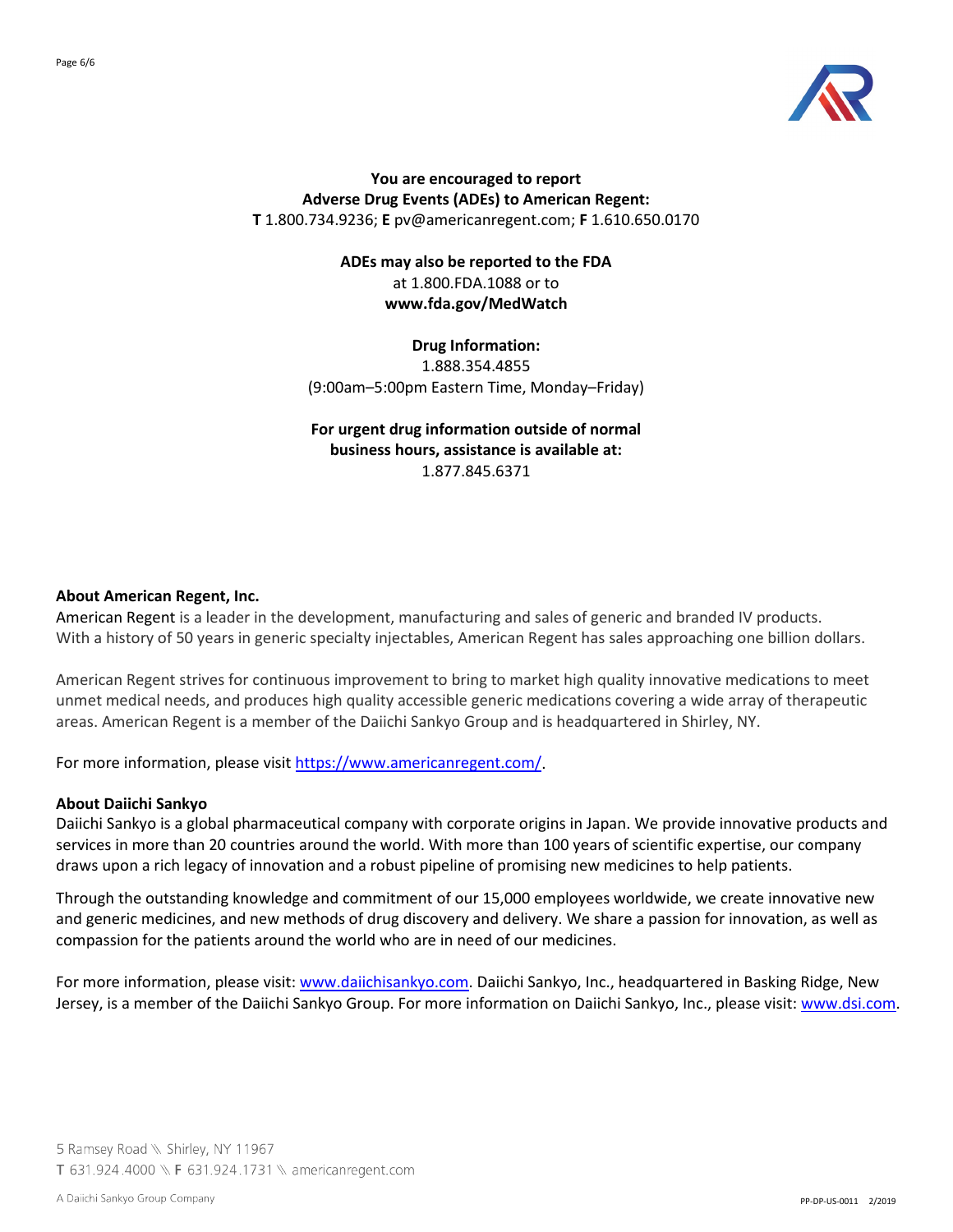**You are encouraged to report**
**Adverse Drug Events (ADEs) to American Regent:**
**T** 1.800.734.9236; **E** pv@americanregent.com; **F** 1.610.650.0170

**ADEs may also be reported to the FDA**
at 1.800.FDA.1088 or to
**www.fda.gov/MedWatch**

**Drug Information:**
1.888.354.4855
(9:00am–5:00pm Eastern Time, Monday–Friday)

**For urgent drug information outside of normal business hours, assistance is available at:**
1.877.845.6371

**About American Regent, Inc.**

American Regent is a leader in the development, manufacturing and sales of generic and branded IV products. With a history of 50 years in generic specialty injectables, American Regent has sales approaching one billion dollars.

American Regent strives for continuous improvement to bring to market high quality innovative medications to meet unmet medical needs, and produces high quality accessible generic medications covering a wide array of therapeutic areas. American Regent is a member of the Daiichi Sankyo Group and is headquartered in Shirley, NY.

For more information, please visit https://www.americanregent.com/.

**About Daiichi Sankyo**

Daiichi Sankyo is a global pharmaceutical company with corporate origins in Japan. We provide innovative products and services in more than 20 countries around the world. With more than 100 years of scientific expertise, our company draws upon a rich legacy of innovation and a robust pipeline of promising new medicines to help patients.

Through the outstanding knowledge and commitment of our 15,000 employees worldwide, we create innovative new and generic medicines, and new methods of drug discovery and delivery. We share a passion for innovation, as well as compassion for the patients around the world who are in need of our medicines.

For more information, please visit: www.daiichisankyo.com. Daiichi Sankyo, Inc., headquartered in Basking Ridge, New Jersey, is a member of the Daiichi Sankyo Group. For more information on Daiichi Sankyo, Inc., please visit: www.dsi.com.

5 Ramsey Road \\ Shirley, NY 11967
T 631.924.4000 \\ F 631.924.1731 \\ americanregent.com

A Daiichi Sankyo Group Company

PP-DP-US-0011 2/2019